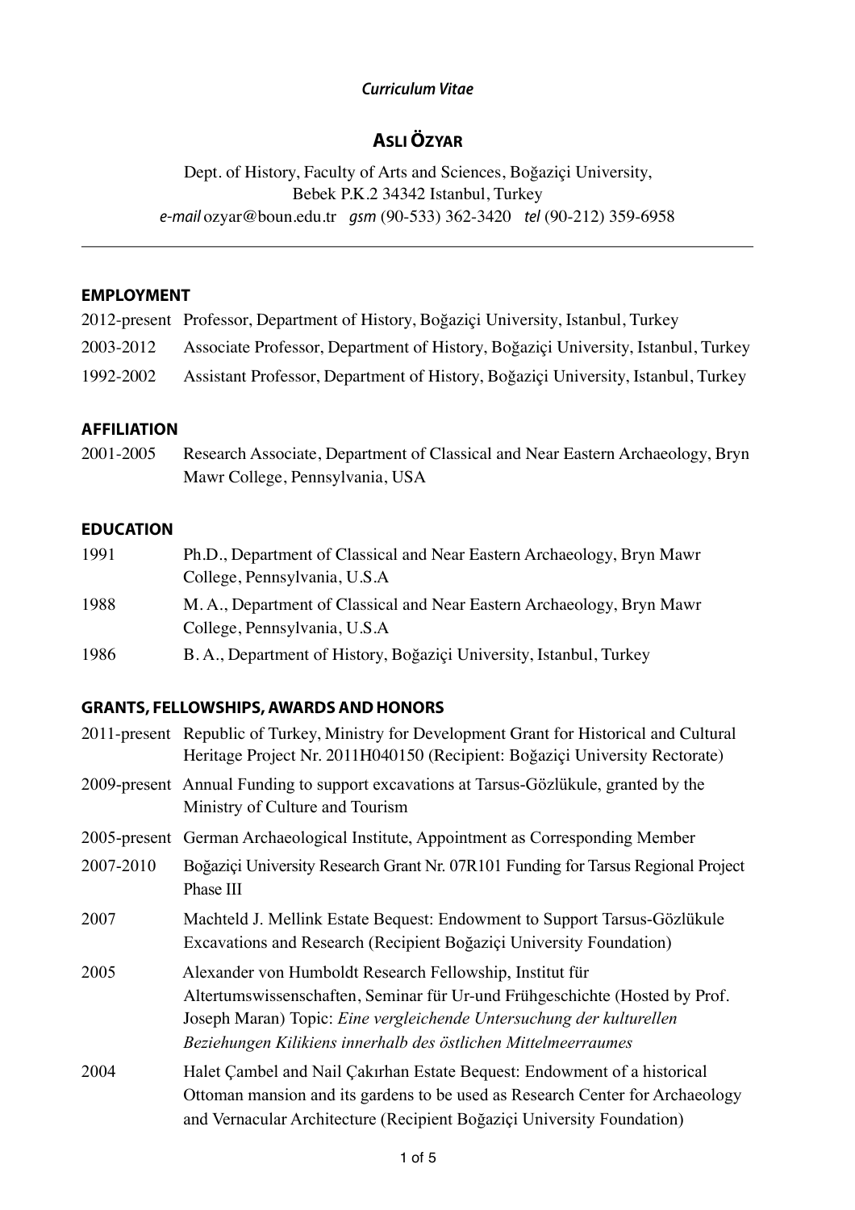*Curriculum Vitae*

# ASLI ÖZYAR

Dept. of History, Faculty of Arts and Sciences, Boğaziçi University,
Bebek P.K.2 34342 Istanbul, Turkey
*e-mail* ozyar@boun.edu.tr *gsm* (90-533) 362-3420 *tel* (90-212) 359-6958

---

## EMPLOYMENT

2012-present Professor, Department of History, Boğaziçi University, Istanbul, Turkey

2003-2012 Associate Professor, Department of History, Boğaziçi University, Istanbul, Turkey

1992-2002 Assistant Professor, Department of History, Boğaziçi University, Istanbul, Turkey

## AFFILIATION

2001-2005 Research Associate, Department of Classical and Near Eastern Archaeology, Bryn Mawr College, Pennsylvania, USA

## EDUCATION

1991 Ph.D., Department of Classical and Near Eastern Archaeology, Bryn Mawr College, Pennsylvania, U.S.A

1988 M. A., Department of Classical and Near Eastern Archaeology, Bryn Mawr College, Pennsylvania, U.S.A

1986 B. A., Department of History, Boğaziçi University, Istanbul, Turkey

## GRANTS, FELLOWSHIPS, AWARDS AND HONORS

2011-present Republic of Turkey, Ministry for Development Grant for Historical and Cultural Heritage Project Nr. 2011H040150 (Recipient: Boğaziçi University Rectorate)

2009-present Annual Funding to support excavations at Tarsus-Gözlükule, granted by the Ministry of Culture and Tourism

2005-present German Archaeological Institute, Appointment as Corresponding Member

2007-2010 Boğaziçi University Research Grant Nr. 07R101 Funding for Tarsus Regional Project Phase III

2007 Machteld J. Mellink Estate Bequest: Endowment to Support Tarsus-Gözlükule Excavations and Research (Recipient Boğaziçi University Foundation)

2005 Alexander von Humboldt Research Fellowship, Institut für Altertumswissenschaften, Seminar für Ur-und Frühgeschichte (Hosted by Prof. Joseph Maran) Topic: *Eine vergleichende Untersuchung der kulturellen Beziehungen Kilikiens innerhalb des östlichen Mittelmeerraumes*

2004 Halet Çambel and Nail Çakırhan Estate Bequest: Endowment of a historical Ottoman mansion and its gardens to be used as Research Center for Archaeology and Vernacular Architecture (Recipient Boğaziçi University Foundation)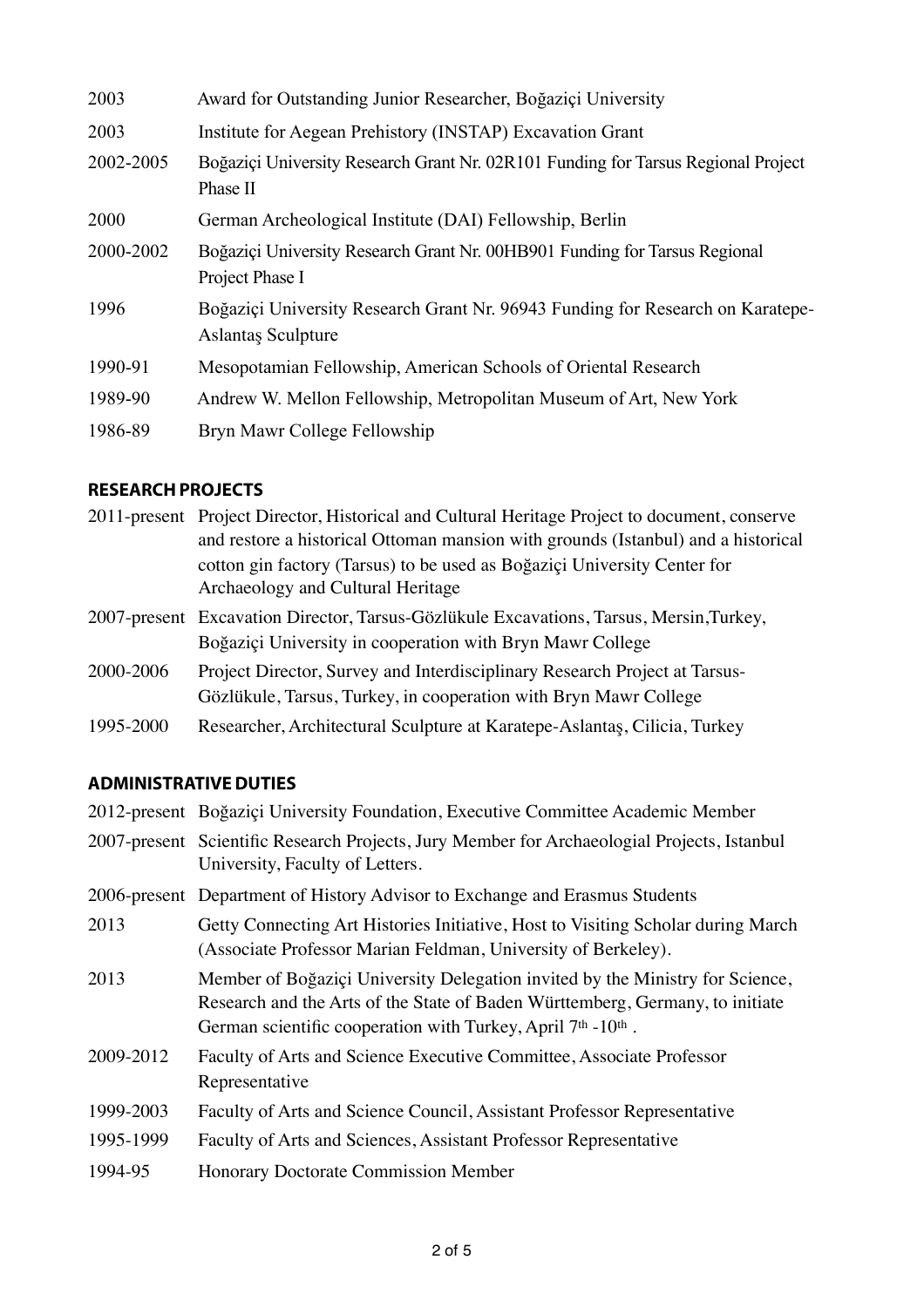| | |
|---|---|
| 2003 | Award for Outstanding Junior Researcher, Boğaziçi University |
| 2003 | Institute for Aegean Prehistory (INSTAP) Excavation Grant |
| 2002-2005 | Boğaziçi University Research Grant Nr. 02R101 Funding for Tarsus Regional Project Phase II |
| 2000 | German Archeological Institute (DAI) Fellowship, Berlin |
| 2000-2002 | Boğaziçi University Research Grant Nr. 00HB901 Funding for Tarsus Regional Project Phase I |
| 1996 | Boğaziçi University Research Grant Nr. 96943 Funding for Research on Karatepe-Aslantaş Sculpture |
| 1990-91 | Mesopotamian Fellowship, American Schools of Oriental Research |
| 1989-90 | Andrew W. Mellon Fellowship, Metropolitan Museum of Art, New York |
| 1986-89 | Bryn Mawr College Fellowship |

## RESEARCH PROJECTS

| | |
|---|---|
| 2011-present | Project Director, Historical and Cultural Heritage Project to document, conserve and restore a historical Ottoman mansion with grounds (Istanbul) and a historical cotton gin factory (Tarsus) to be used as Boğaziçi University Center for Archaeology and Cultural Heritage |
| 2007-present | Excavation Director, Tarsus-Gözlükule Excavations, Tarsus, Mersin,Turkey, Boğaziçi University in cooperation with Bryn Mawr College |
| 2000-2006 | Project Director, Survey and Interdisciplinary Research Project at Tarsus-Gözlükule, Tarsus, Turkey, in cooperation with Bryn Mawr College |
| 1995-2000 | Researcher, Architectural Sculpture at Karatepe-Aslantaş, Cilicia, Turkey |

## ADMINISTRATIVE DUTIES

| | |
|---|---|
| 2012-present | Boğaziçi University Foundation, Executive Committee Academic Member |
| 2007-present | Scientific Research Projects, Jury Member for Archaeologial Projects, Istanbul University, Faculty of Letters. |
| 2006-present | Department of History Advisor to Exchange and Erasmus Students |
| 2013 | Getty Connecting Art Histories Initiative, Host to Visiting Scholar during March (Associate Professor Marian Feldman, University of Berkeley). |
| 2013 | Member of Boğaziçi University Delegation invited by the Ministry for Science, Research and the Arts of the State of Baden Württemberg, Germany, to initiate German scientific cooperation with Turkey, April 7th -10th . |
| 2009-2012 | Faculty of Arts and Science Executive Committee, Associate Professor Representative |
| 1999-2003 | Faculty of Arts and Science Council, Assistant Professor Representative |
| 1995-1999 | Faculty of Arts and Sciences, Assistant Professor Representative |
| 1994-95 | Honorary Doctorate Commission Member |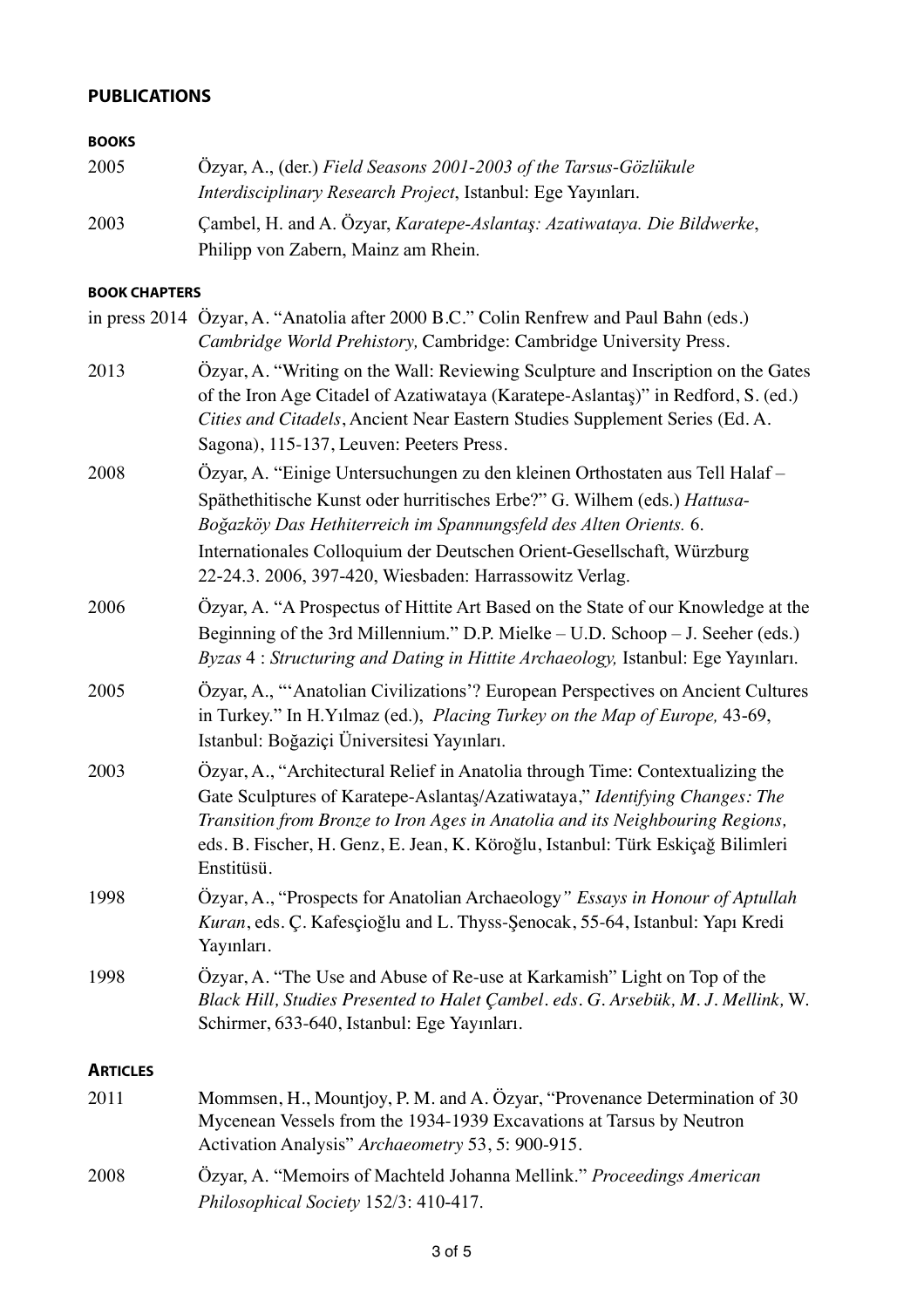## PUBLICATIONS

### BOOKS

2005 Özyar, A., (der.) *Field Seasons 2001-2003 of the Tarsus-Gözlükule Interdisciplinary Research Project*, Istanbul: Ege Yayınları.

2003 Çambel, H. and A. Özyar, *Karatepe-Aslantaş: Azatiwataya. Die Bildwerke*, Philipp von Zabern, Mainz am Rhein.

### BOOK CHAPTERS

in press 2014 Özyar, A. "Anatolia after 2000 B.C." Colin Renfrew and Paul Bahn (eds.) *Cambridge World Prehistory,* Cambridge: Cambridge University Press.

2013 Özyar, A. "Writing on the Wall: Reviewing Sculpture and Inscription on the Gates of the Iron Age Citadel of Azatiwataya (Karatepe-Aslantaş)" in Redford, S. (ed.) *Cities and Citadels*, Ancient Near Eastern Studies Supplement Series (Ed. A. Sagona), 115-137, Leuven: Peeters Press.

2008 Özyar, A. "Einige Untersuchungen zu den kleinen Orthostaten aus Tell Halaf – Späthethitische Kunst oder hurritisches Erbe?" G. Wilhem (eds.) *Hattusa-Boğazköy Das Hethiterreich im Spannungsfeld des Alten Orients.* 6. Internationales Colloquium der Deutschen Orient-Gesellschaft, Würzburg 22-24.3. 2006, 397-420, Wiesbaden: Harrassowitz Verlag.

2006 Özyar, A. "A Prospectus of Hittite Art Based on the State of our Knowledge at the Beginning of the 3rd Millennium." D.P. Mielke – U.D. Schoop – J. Seeher (eds.) *Byzas* 4 : *Structuring and Dating in Hittite Archaeology,* Istanbul: Ege Yayınları.

2005 Özyar, A., "'Anatolian Civilizations'? European Perspectives on Ancient Cultures in Turkey." In H.Yılmaz (ed.), *Placing Turkey on the Map of Europe,* 43-69, Istanbul: Boğaziçi Üniversitesi Yayınları.

2003 Özyar, A., "Architectural Relief in Anatolia through Time: Contextualizing the Gate Sculptures of Karatepe-Aslantaş/Azatiwataya," *Identifying Changes: The Transition from Bronze to Iron Ages in Anatolia and its Neighbouring Regions,* eds. B. Fischer, H. Genz, E. Jean, K. Köroğlu, Istanbul: Türk Eskiçağ Bilimleri Enstitüsü.

1998 Özyar, A., "Prospects for Anatolian Archaeology*" Essays in Honour of Aptullah Kuran*, eds. Ç. Kafesçioğlu and L. Thyss-Şenocak, 55-64, Istanbul: Yapı Kredi Yayınları.

1998 Özyar, A. "The Use and Abuse of Re-use at Karkamish" Light on Top of the *Black Hill, Studies Presented to Halet Çambel. eds. G. Arsebük, M. J. Mellink,* W. Schirmer, 633-640, Istanbul: Ege Yayınları.

### ARTICLES

2011 Mommsen, H., Mountjoy, P. M. and A. Özyar, "Provenance Determination of 30 Mycenean Vessels from the 1934-1939 Excavations at Tarsus by Neutron Activation Analysis" *Archaeometry* 53, 5: 900-915.

2008 Özyar, A. "Memoirs of Machteld Johanna Mellink." *Proceedings American Philosophical Society* 152/3: 410-417.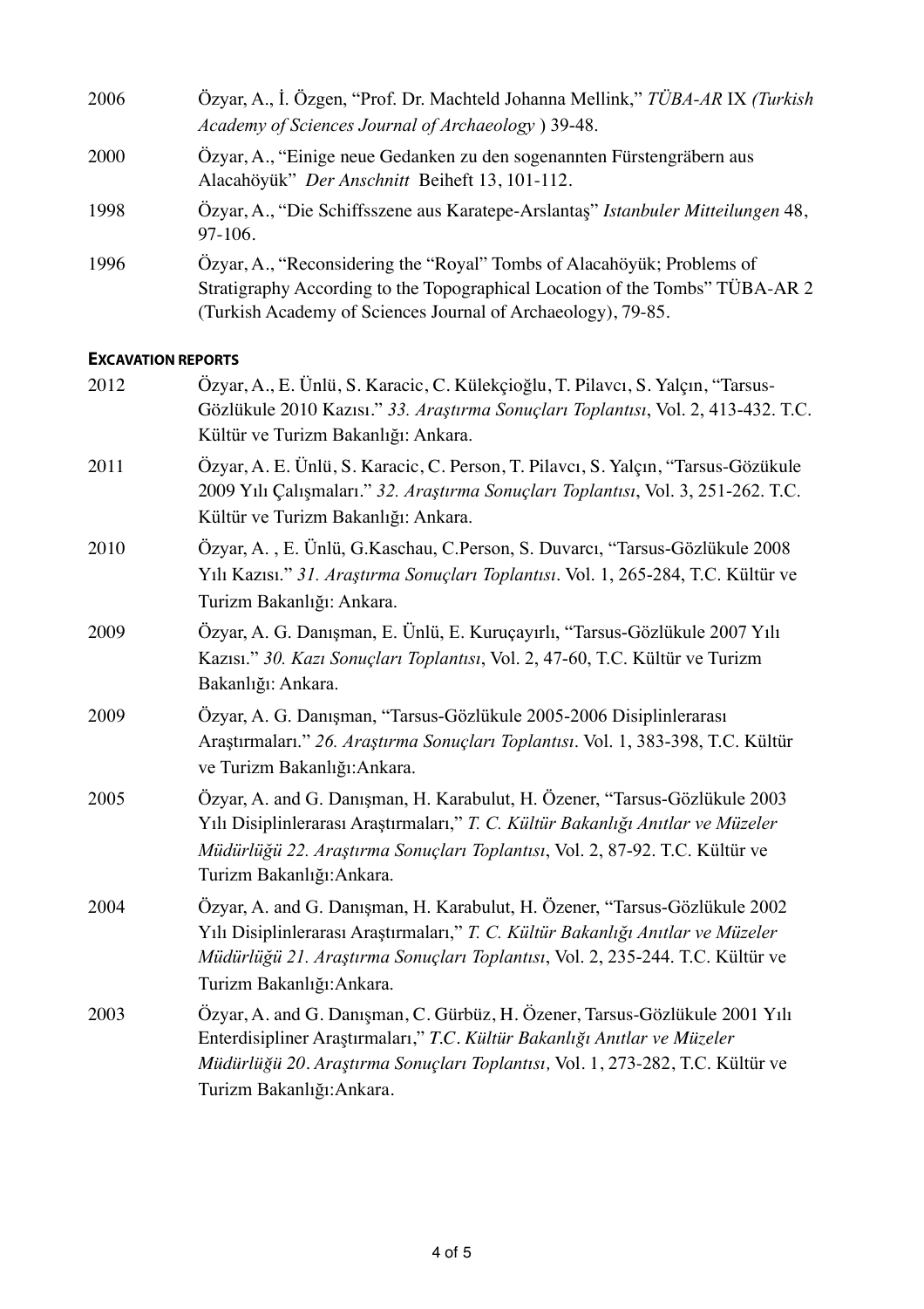2006 Özyar, A., İ. Özgen, "Prof. Dr. Machteld Johanna Mellink," *TÜBA-AR* IX *(Turkish Academy of Sciences Journal of Archaeology* ) 39-48.

2000 Özyar, A., "Einige neue Gedanken zu den sogenannten Fürstengräbern aus Alacahöyük" *Der Anschnitt* Beiheft 13, 101-112.

1998 Özyar, A., "Die Schiffsszene aus Karatepe-Arslantaş" *Istanbuler Mitteilungen* 48, 97-106.

1996 Özyar, A., "Reconsidering the "Royal" Tombs of Alacahöyük; Problems of Stratigraphy According to the Topographical Location of the Tombs" TÜBA-AR 2 (Turkish Academy of Sciences Journal of Archaeology), 79-85.

**EXCAVATION REPORTS**

2012 Özyar, A., E. Ünlü, S. Karacic, C. Külekçioğlu, T. Pilavcı, S. Yalçın, "Tarsus-Gözlükule 2010 Kazısı." *33. Araştırma Sonuçları Toplantısı*, Vol. 2, 413-432. T.C. Kültür ve Turizm Bakanlığı: Ankara.

2011 Özyar, A. E. Ünlü, S. Karacic, C. Person, T. Pilavcı, S. Yalçın, "Tarsus-Gözükule 2009 Yılı Çalışmaları." *32. Araştırma Sonuçları Toplantısı*, Vol. 3, 251-262. T.C. Kültür ve Turizm Bakanlığı: Ankara.

2010 Özyar, A. , E. Ünlü, G.Kaschau, C.Person, S. Duvarcı, "Tarsus-Gözlükule 2008 Yılı Kazısı." *31. Araştırma Sonuçları Toplantısı*. Vol. 1, 265-284, T.C. Kültür ve Turizm Bakanlığı: Ankara.

2009 Özyar, A. G. Danışman, E. Ünlü, E. Kuruçayırlı, "Tarsus-Gözlükule 2007 Yılı Kazısı." *30. Kazı Sonuçları Toplantısı*, Vol. 2, 47-60, T.C. Kültür ve Turizm Bakanlığı: Ankara.

2009 Özyar, A. G. Danışman, "Tarsus-Gözlükule 2005-2006 Disiplinlerarası Araştırmaları." *26. Araştırma Sonuçları Toplantısı*. Vol. 1, 383-398, T.C. Kültür ve Turizm Bakanlığı:Ankara.

2005 Özyar, A. and G. Danışman, H. Karabulut, H. Özener, "Tarsus-Gözlükule 2003 Yılı Disiplinlerarası Araştırmaları," *T. C. Kültür Bakanlığı Anıtlar ve Müzeler Müdürlüğü 22. Araştırma Sonuçları Toplantısı*, Vol. 2, 87-92. T.C. Kültür ve Turizm Bakanlığı:Ankara.

2004 Özyar, A. and G. Danışman, H. Karabulut, H. Özener, "Tarsus-Gözlükule 2002 Yılı Disiplinlerarası Araştırmaları," *T. C. Kültür Bakanlığı Anıtlar ve Müzeler Müdürlüğü 21. Araştırma Sonuçları Toplantısı*, Vol. 2, 235-244. T.C. Kültür ve Turizm Bakanlığı:Ankara.

2003 Özyar, A. and G. Danışman, C. Gürbüz, H. Özener, Tarsus-Gözlükule 2001 Yılı Enterdisipliner Araştırmaları," *T.C. Kültür Bakanlığı Anıtlar ve Müzeler Müdürlüğü 20. Araştırma Sonuçları Toplantısı,* Vol. 1, 273-282, T.C. Kültür ve Turizm Bakanlığı:Ankara.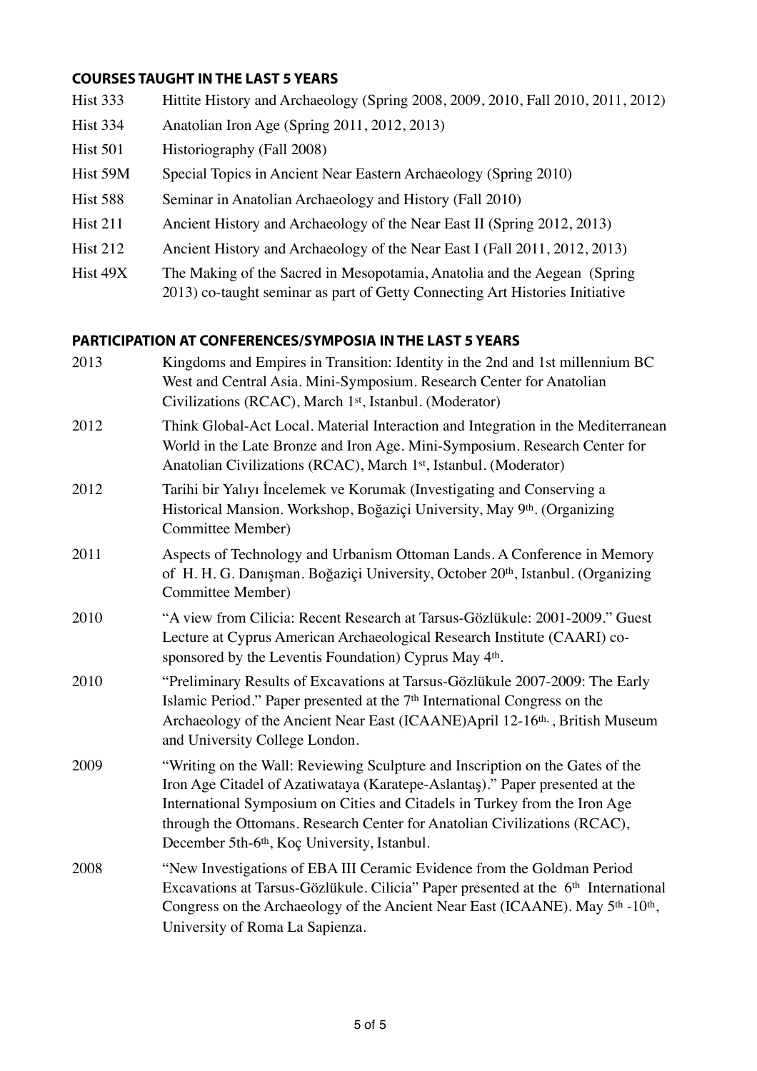## COURSES TAUGHT IN THE LAST 5 YEARS

| | |
|---|---|
| Hist 333 | Hittite History and Archaeology (Spring 2008, 2009, 2010, Fall 2010, 2011, 2012) |
| Hist 334 | Anatolian Iron Age (Spring 2011, 2012, 2013) |
| Hist 501 | Historiography (Fall 2008) |
| Hist 59M | Special Topics in Ancient Near Eastern Archaeology (Spring 2010) |
| Hist 588 | Seminar in Anatolian Archaeology and History (Fall 2010) |
| Hist 211 | Ancient History and Archaeology of the Near East II (Spring 2012, 2013) |
| Hist 212 | Ancient History and Archaeology of the Near East I (Fall 2011, 2012, 2013) |
| Hist 49X | The Making of the Sacred in Mesopotamia, Anatolia and the Aegean (Spring 2013) co-taught seminar as part of Getty Connecting Art Histories Initiative |

## PARTICIPATION AT CONFERENCES/SYMPOSIA IN THE LAST 5 YEARS

| | |
|---|---|
| 2013 | Kingdoms and Empires in Transition: Identity in the 2nd and 1st millennium BC West and Central Asia. Mini-Symposium. Research Center for Anatolian Civilizations (RCAC), March 1st, Istanbul. (Moderator) |
| 2012 | Think Global-Act Local. Material Interaction and Integration in the Mediterranean World in the Late Bronze and Iron Age. Mini-Symposium. Research Center for Anatolian Civilizations (RCAC), March 1st, Istanbul. (Moderator) |
| 2012 | Tarihi bir Yalıyı İncelemek ve Korumak (Investigating and Conserving a Historical Mansion. Workshop, Boğaziçi University, May 9th. (Organizing Committee Member) |
| 2011 | Aspects of Technology and Urbanism Ottoman Lands. A Conference in Memory of H. H. G. Danışman. Boğaziçi University, October 20th, Istanbul. (Organizing Committee Member) |
| 2010 | "A view from Cilicia: Recent Research at Tarsus-Gözlükule: 2001-2009." Guest Lecture at Cyprus American Archaeological Research Institute (CAARI) co-sponsored by the Leventis Foundation) Cyprus May 4th. |
| 2010 | "Preliminary Results of Excavations at Tarsus-Gözlükule 2007-2009: The Early Islamic Period." Paper presented at the 7th International Congress on the Archaeology of the Ancient Near East (ICAANE)April 12-16th., British Museum and University College London. |
| 2009 | "Writing on the Wall: Reviewing Sculpture and Inscription on the Gates of the Iron Age Citadel of Azatiwataya (Karatepe-Aslantaş)." Paper presented at the International Symposium on Cities and Citadels in Turkey from the Iron Age through the Ottomans. Research Center for Anatolian Civilizations (RCAC), December 5th-6th, Koç University, Istanbul. |
| 2008 | "New Investigations of EBA III Ceramic Evidence from the Goldman Period Excavations at Tarsus-Gözlükule. Cilicia" Paper presented at the 6th International Congress on the Archaeology of the Ancient Near East (ICAANE). May 5th -10th, University of Roma La Sapienza. |